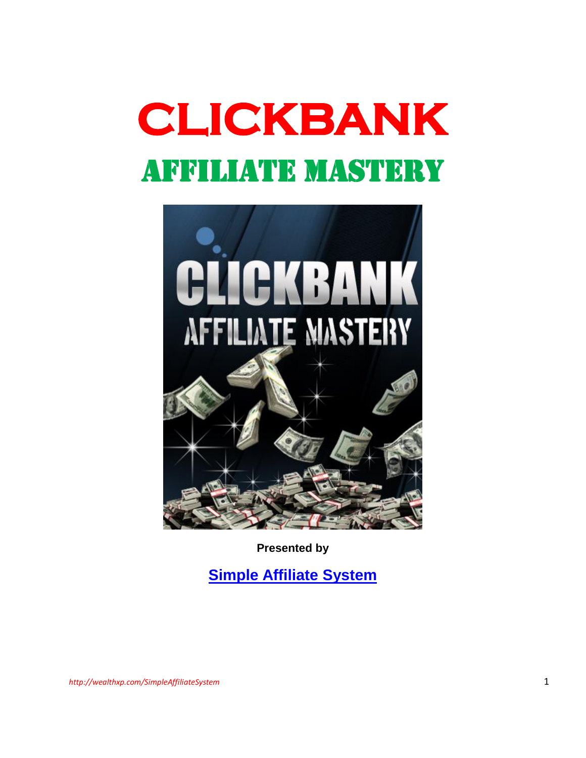# CLICKBANK

## AFFILIATE MASTERY

**Presented by**

**[Simple Affiliate System](http://wealthxp.com/SimpleAffiliateSystem)**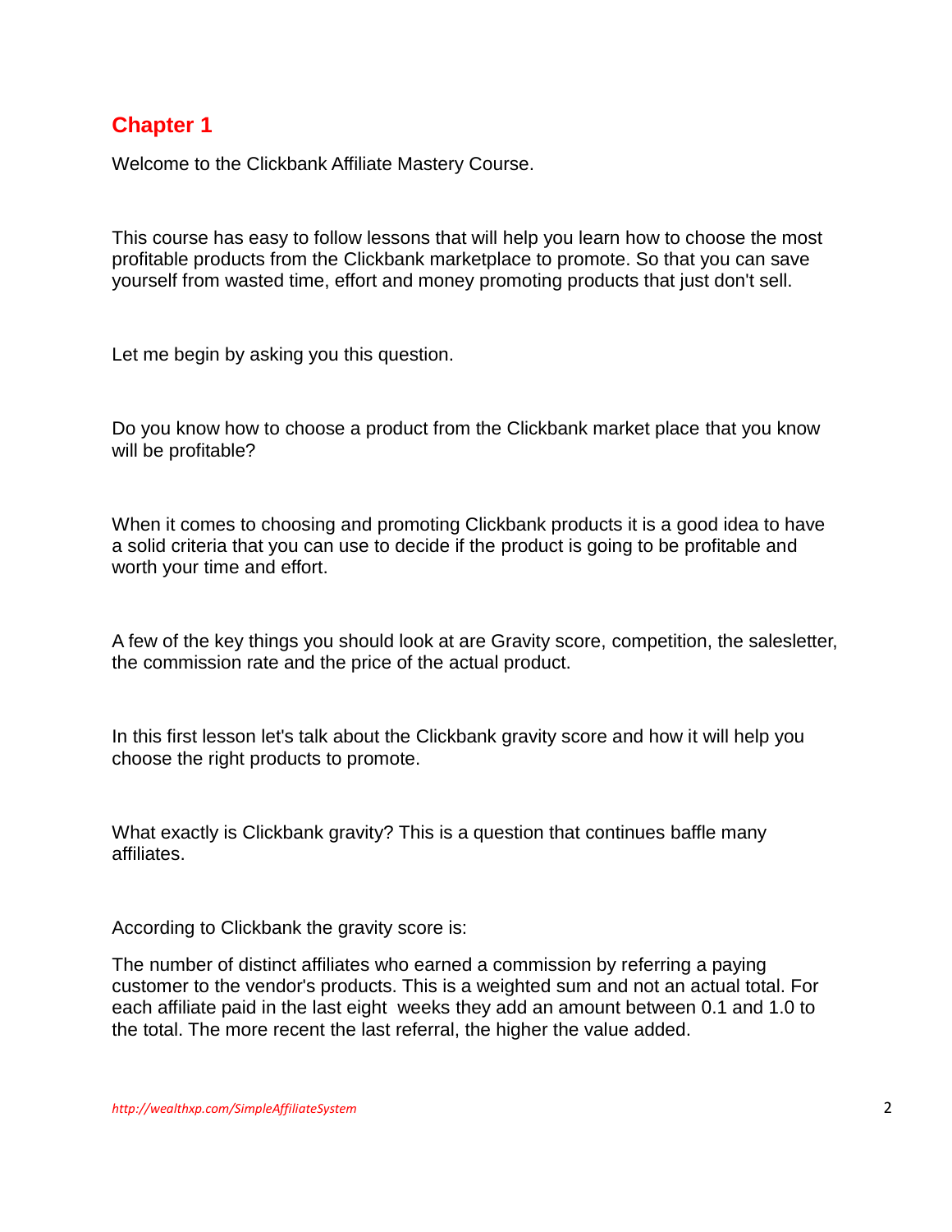## Chapter 1

Welcome to the Clickbank Affiliate Mastery Course.

This course has easy to follow lessons that will help you learn how to choose the most profitable products from the Clickbank marketplace to promote. So that you can save yourself from wasted time, effort and money promoting products that just don't sell.

Let me begin by asking you this question.

Do you know how to choose a product from the Clickbank market place that you know will be profitable?

When it comes to choosing and promoting Clickbank products it is a good idea to have a solid criteria that you can use to decide if the product is going to be profitable and worth your time and effort.

A few of the key things you should look at are Gravity score, competition, the salesletter, the commission rate and the price of the actual product.

In this first lesson let's talk about the Clickbank gravity score and how it will help you choose the right products to promote.

What exactly is Clickbank gravity? This is a question that continues baffle many affiliates.

According to Clickbank the gravity score is:

The number of distinct affiliates who earned a commission by referring a paying customer to the vendor's products. This is a weighted sum and not an actual total. For each affiliate paid in the last eight weeks they add an amount between 0.1 and 1.0 to the total. The more recent the last referral, the higher the value added.

*http://wealthxp.com/SimpleAffiliateSystem*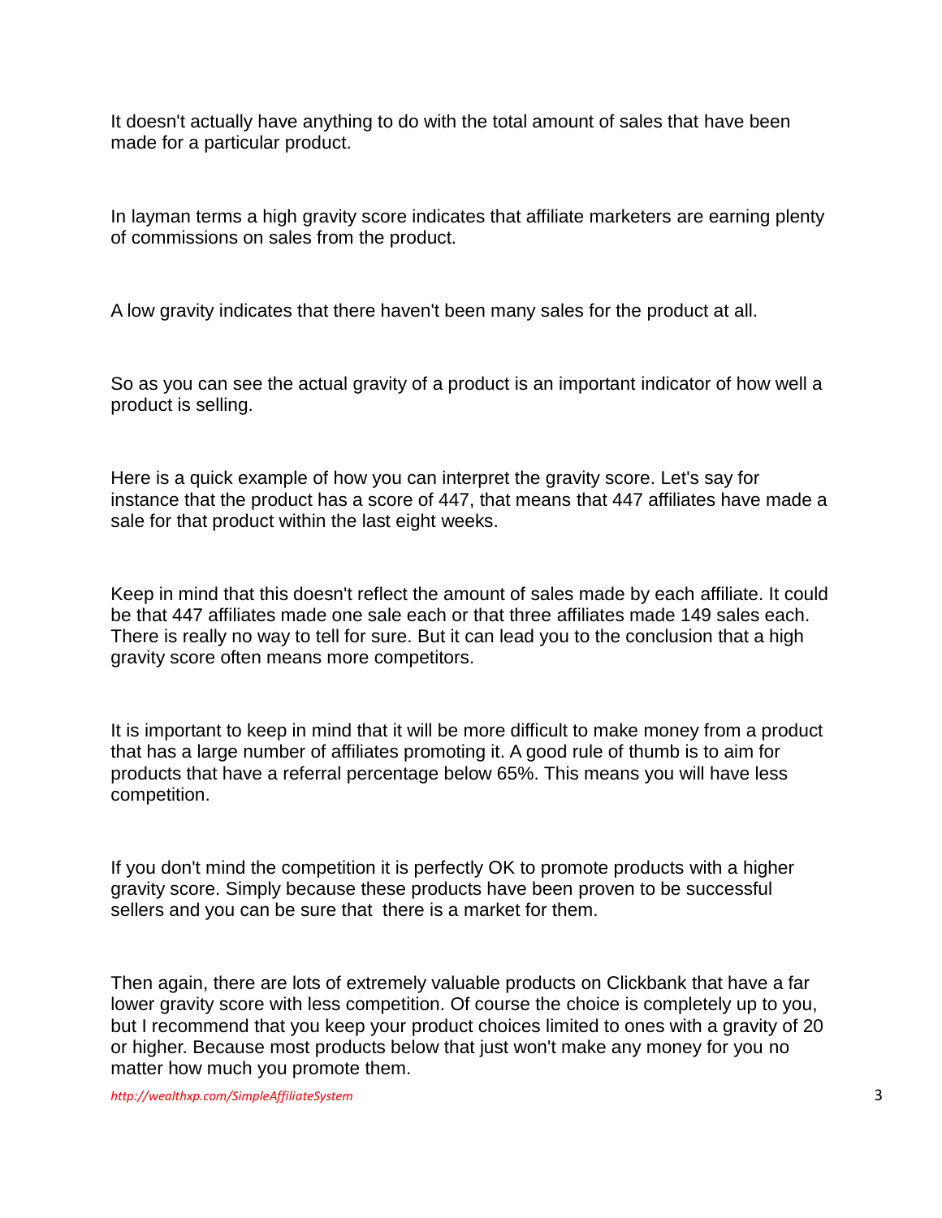It doesn't actually have anything to do with the total amount of sales that have been made for a particular product.

In layman terms a high gravity score indicates that affiliate marketers are earning plenty of commissions on sales from the product.

A low gravity indicates that there haven't been many sales for the product at all.

So as you can see the actual gravity of a product is an important indicator of how well a product is selling.

Here is a quick example of how you can interpret the gravity score. Let's say for instance that the product has a score of 447, that means that 447 affiliates have made a sale for that product within the last eight weeks.

Keep in mind that this doesn't reflect the amount of sales made by each affiliate. It could be that 447 affiliates made one sale each or that three affiliates made 149 sales each. There is really no way to tell for sure. But it can lead you to the conclusion that a high gravity score often means more competitors.

It is important to keep in mind that it will be more difficult to make money from a product that has a large number of affiliates promoting it. A good rule of thumb is to aim for products that have a referral percentage below 65%. This means you will have less competition.

If you don't mind the competition it is perfectly OK to promote products with a higher gravity score. Simply because these products have been proven to be successful sellers and you can be sure that there is a market for them.

Then again, there are lots of extremely valuable products on Clickbank that have a far lower gravity score with less competition. Of course the choice is completely up to you, but I recommend that you keep your product choices limited to ones with a gravity of 20 or higher. Because most products below that just won't make any money for you no matter how much you promote them.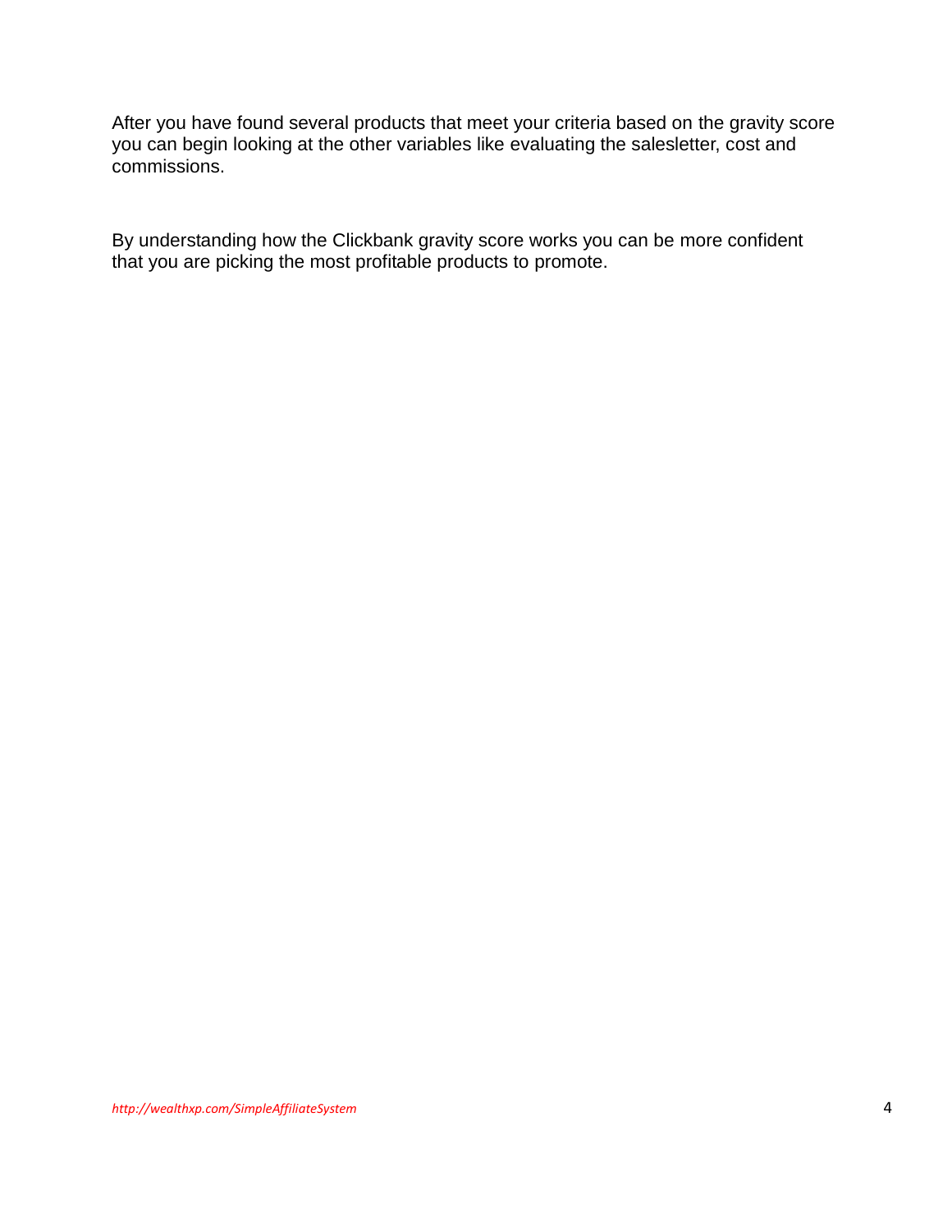After you have found several products that meet your criteria based on the gravity score you can begin looking at the other variables like evaluating the salesletter, cost and commissions.

By understanding how the Clickbank gravity score works you can be more confident that you are picking the most profitable products to promote.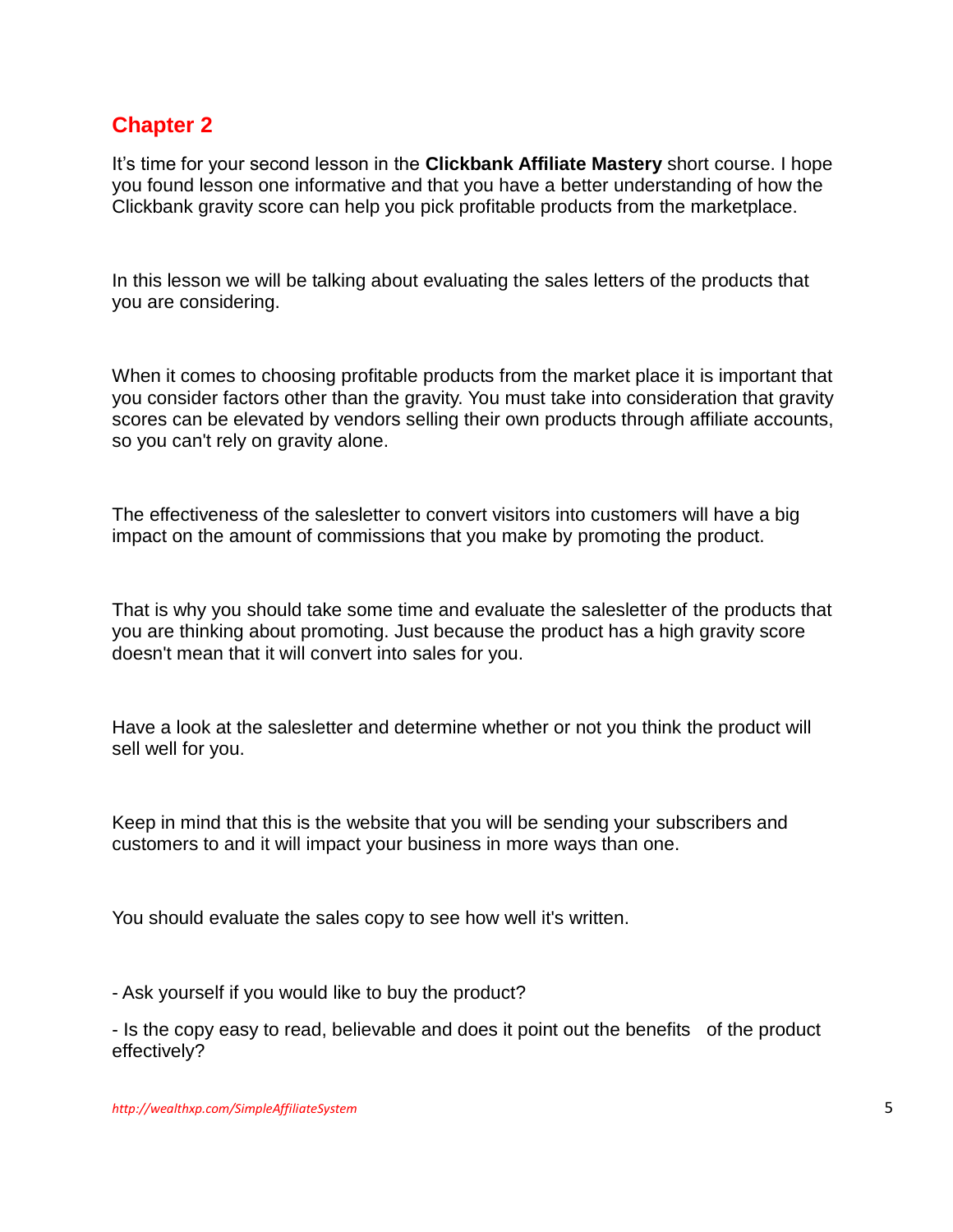## Chapter 2

It's time for your second lesson in the **Clickbank Affiliate Mastery** short course. I hope you found lesson one informative and that you have a better understanding of how the Clickbank gravity score can help you pick profitable products from the marketplace.

In this lesson we will be talking about evaluating the sales letters of the products that you are considering.

When it comes to choosing profitable products from the market place it is important that you consider factors other than the gravity. You must take into consideration that gravity scores can be elevated by vendors selling their own products through affiliate accounts, so you can't rely on gravity alone.

The effectiveness of the salesletter to convert visitors into customers will have a big impact on the amount of commissions that you make by promoting the product.

That is why you should take some time and evaluate the salesletter of the products that you are thinking about promoting. Just because the product has a high gravity score doesn't mean that it will convert into sales for you.

Have a look at the salesletter and determine whether or not you think the product will sell well for you.

Keep in mind that this is the website that you will be sending your subscribers and customers to and it will impact your business in more ways than one.

You should evaluate the sales copy to see how well it's written.

- Ask yourself if you would like to buy the product?

- Is the copy easy to read, believable and does it point out the benefits of the product effectively?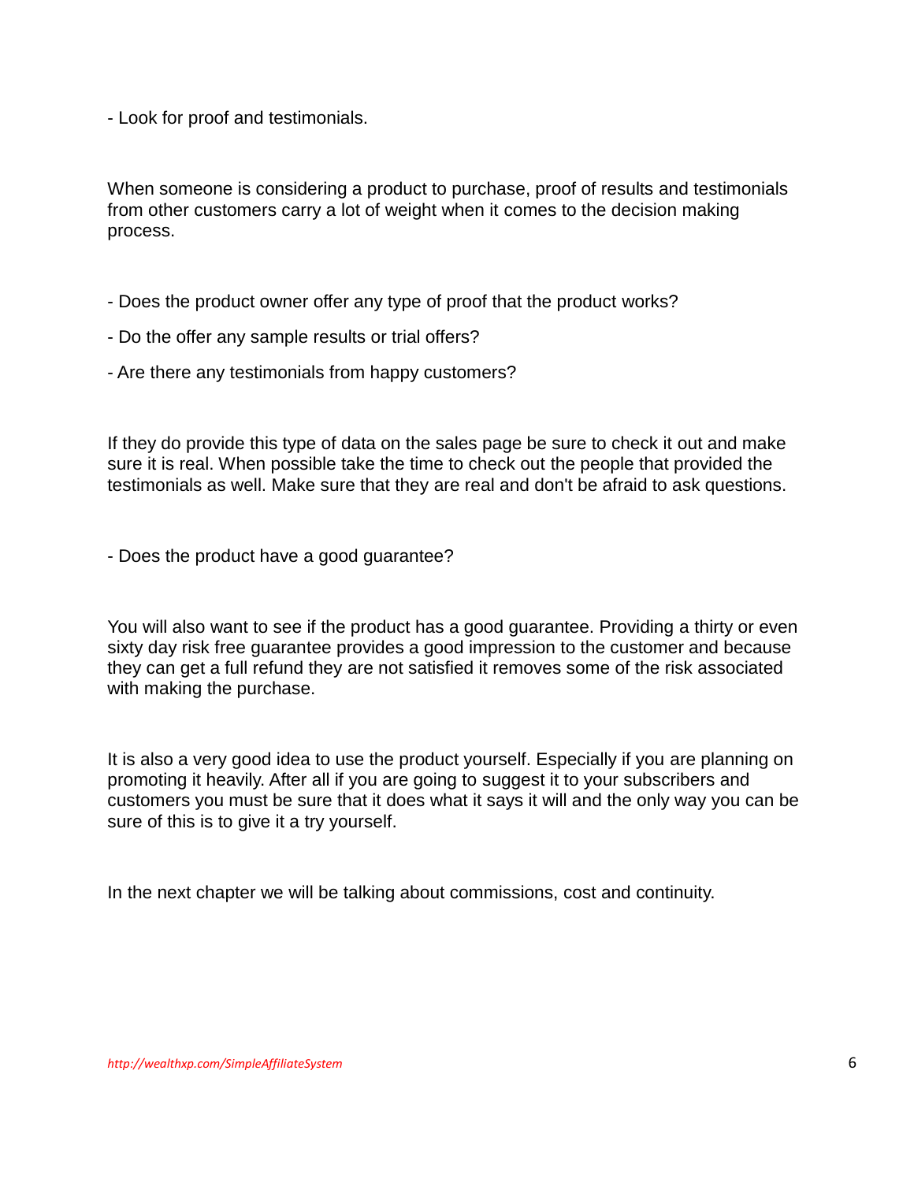- Look for proof and testimonials.

When someone is considering a product to purchase, proof of results and testimonials from other customers carry a lot of weight when it comes to the decision making process.

- Does the product owner offer any type of proof that the product works?
- Do the offer any sample results or trial offers?
- Are there any testimonials from happy customers?

If they do provide this type of data on the sales page be sure to check it out and make sure it is real. When possible take the time to check out the people that provided the testimonials as well. Make sure that they are real and don't be afraid to ask questions.

- Does the product have a good guarantee?

You will also want to see if the product has a good guarantee. Providing a thirty or even sixty day risk free guarantee provides a good impression to the customer and because they can get a full refund they are not satisfied it removes some of the risk associated with making the purchase.

It is also a very good idea to use the product yourself. Especially if you are planning on promoting it heavily. After all if you are going to suggest it to your subscribers and customers you must be sure that it does what it says it will and the only way you can be sure of this is to give it a try yourself.

In the next chapter we will be talking about commissions, cost and continuity.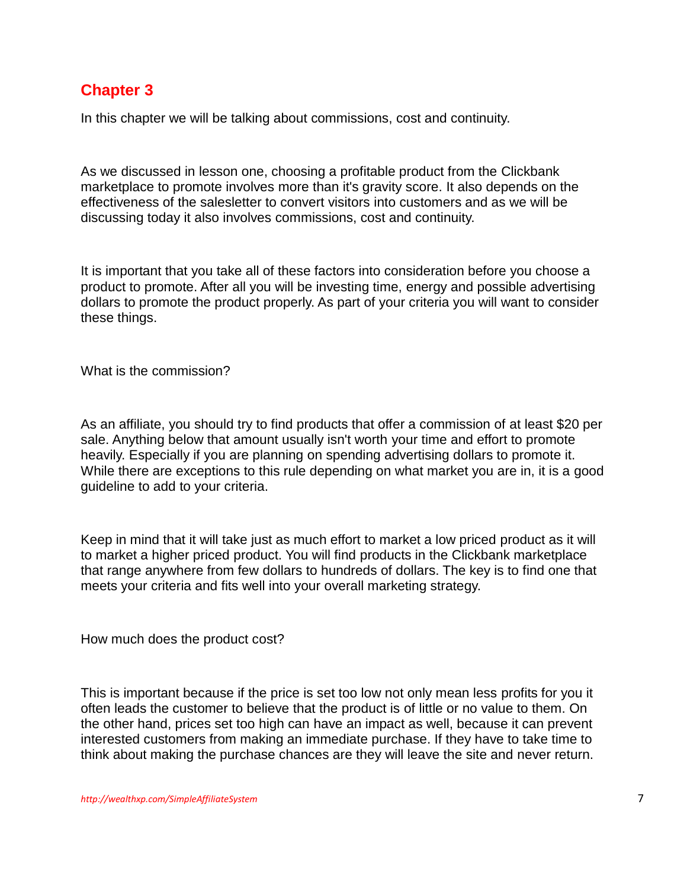## Chapter 3

In this chapter we will be talking about commissions, cost and continuity.

As we discussed in lesson one, choosing a profitable product from the Clickbank marketplace to promote involves more than it's gravity score. It also depends on the effectiveness of the salesletter to convert visitors into customers and as we will be discussing today it also involves commissions, cost and continuity.

It is important that you take all of these factors into consideration before you choose a product to promote. After all you will be investing time, energy and possible advertising dollars to promote the product properly. As part of your criteria you will want to consider these things.

What is the commission?

As an affiliate, you should try to find products that offer a commission of at least $20 per sale. Anything below that amount usually isn't worth your time and effort to promote heavily. Especially if you are planning on spending advertising dollars to promote it. While there are exceptions to this rule depending on what market you are in, it is a good guideline to add to your criteria.

Keep in mind that it will take just as much effort to market a low priced product as it will to market a higher priced product. You will find products in the Clickbank marketplace that range anywhere from few dollars to hundreds of dollars. The key is to find one that meets your criteria and fits well into your overall marketing strategy.

How much does the product cost?

This is important because if the price is set too low not only mean less profits for you it often leads the customer to believe that the product is of little or no value to them. On the other hand, prices set too high can have an impact as well, because it can prevent interested customers from making an immediate purchase. If they have to take time to think about making the purchase chances are they will leave the site and never return.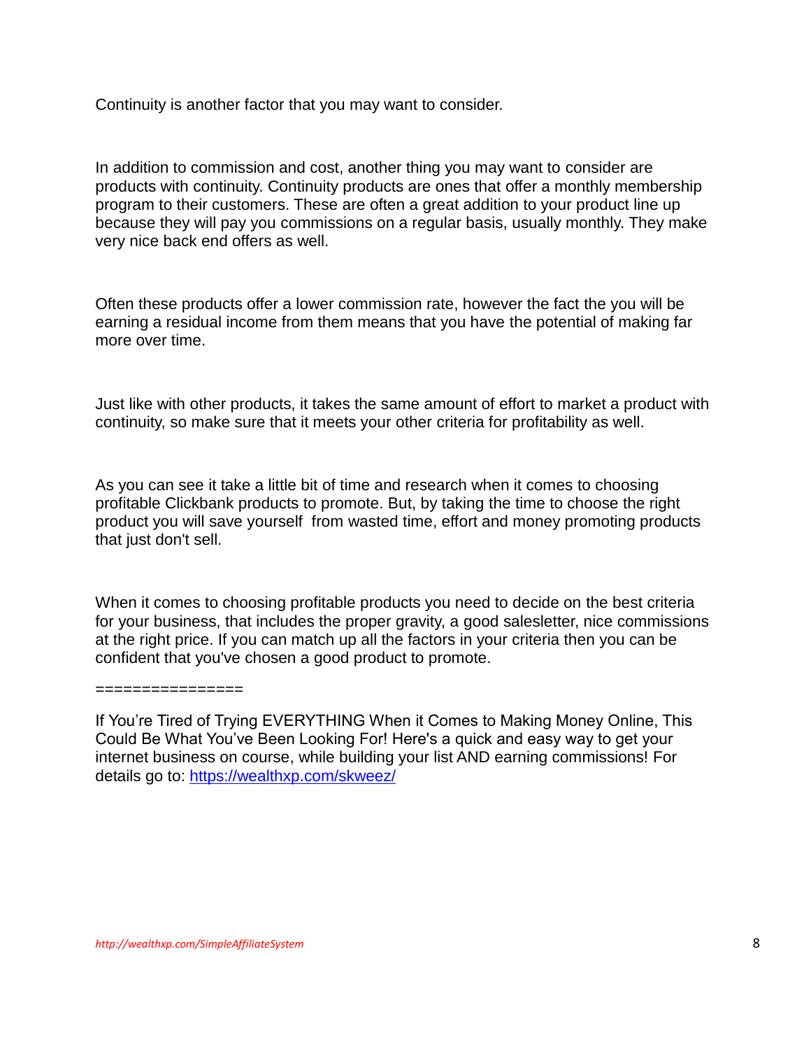Continuity is another factor that you may want to consider.

In addition to commission and cost, another thing you may want to consider are products with continuity. Continuity products are ones that offer a monthly membership program to their customers. These are often a great addition to your product line up because they will pay you commissions on a regular basis, usually monthly. They make very nice back end offers as well.

Often these products offer a lower commission rate, however the fact the you will be earning a residual income from them means that you have the potential of making far more over time.

Just like with other products, it takes the same amount of effort to market a product with continuity, so make sure that it meets your other criteria for profitability as well.

As you can see it take a little bit of time and research when it comes to choosing profitable Clickbank products to promote. But, by taking the time to choose the right product you will save yourself from wasted time, effort and money promoting products that just don't sell.

When it comes to choosing profitable products you need to decide on the best criteria for your business, that includes the proper gravity, a good salesletter, nice commissions at the right price. If you can match up all the factors in your criteria then you can be confident that you've chosen a good product to promote.

================

If You're Tired of Trying EVERYTHING When it Comes to Making Money Online, This Could Be What You've Been Looking For! Here's a quick and easy way to get your internet business on course, while building your list AND earning commissions! For details go to: [https://wealthxp.com/skweez/](https://wealthxp.com/skweez/)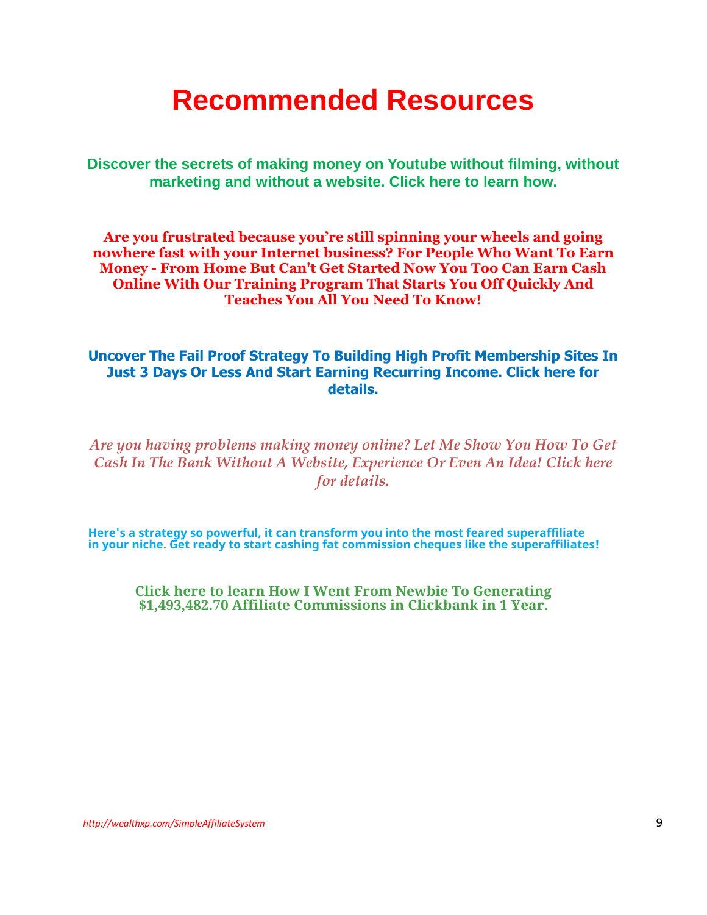# Recommended Resources

**Discover the secrets of making money on Youtube without filming, without marketing and without a website. Click here to learn how.**

**Are you frustrated because you're still spinning your wheels and going nowhere fast with your Internet business? For People Who Want To Earn Money - From Home But Can't Get Started Now You Too Can Earn Cash Online With Our Training Program That Starts You Off Quickly And Teaches You All You Need To Know!**

**Uncover The Fail Proof Strategy To Building High Profit Membership Sites In Just 3 Days Or Less And Start Earning Recurring Income. Click here for details.**

*Are you having problems making money online? Let Me Show You How To Get Cash In The Bank Without A Website, Experience Or Even An Idea! Click here for details.*

**Here's a strategy so powerful, it can transform you into the most feared superaffiliate in your niche. Get ready to start cashing fat commission cheques like the superaffiliates!**

**Click here to learn How I Went From Newbie To Generating $1,493,482.70 Affiliate Commissions in Clickbank in 1 Year.**